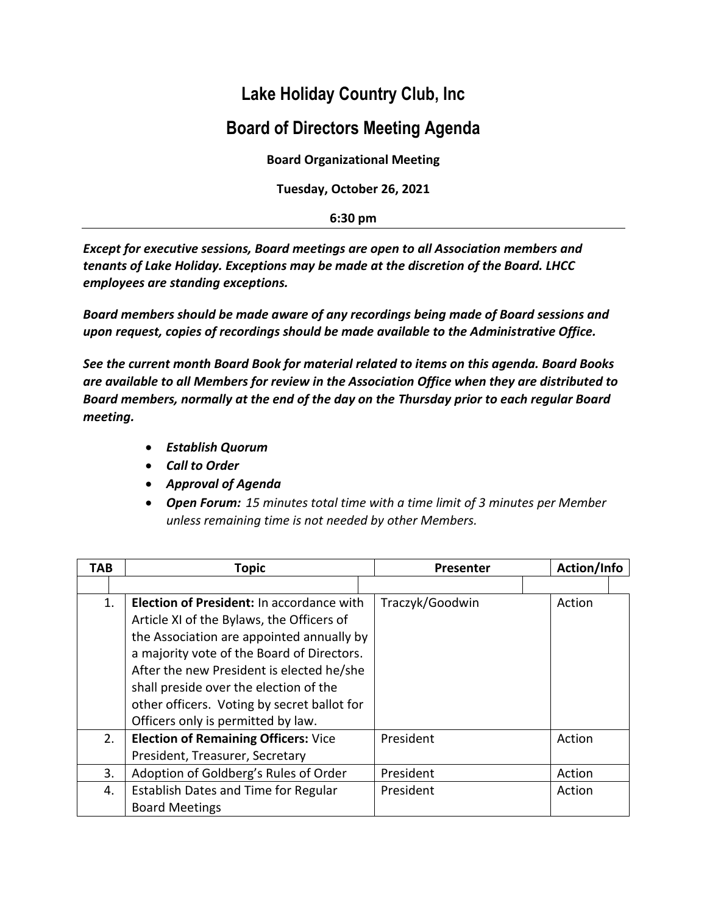# Lake Holiday Country Club, Inc

## Board of Directors Meeting Agenda

**Board Organizational Meeting**

**Tuesday, October 26, 2021**

**6:30 pm**

---

***Except for executive sessions, Board meetings are open to all Association members and tenants of Lake Holiday. Exceptions may be made at the discretion of the Board. LHCC employees are standing exceptions.***

***Board members should be made aware of any recordings being made of Board sessions and upon request, copies of recordings should be made available to the Administrative Office.***

***See the current month Board Book for material related to items on this agenda. Board Books are available to all Members for review in the Association Office when they are distributed to Board members, normally at the end of the day on the Thursday prior to each regular Board meeting.***

- ***Establish Quorum***
- ***Call to Order***
- ***Approval of Agenda***
- ***Open Forum:*** *15 minutes total time with a time limit of 3 minutes per Member unless remaining time is not needed by other Members.*

| TAB | Topic | Presenter | Action/Info |
|---|---|---|---|
| | | | |
| 1. | **Election of President:** In accordance with Article XI of the Bylaws, the Officers of the Association are appointed annually by a majority vote of the Board of Directors. After the new President is elected he/she shall preside over the election of the other officers. Voting by secret ballot for Officers only is permitted by law. | Traczyk/Goodwin | Action |
| 2. | **Election of Remaining Officers:** Vice President, Treasurer, Secretary | President | Action |
| 3. | Adoption of Goldberg's Rules of Order | President | Action |
| 4. | Establish Dates and Time for Regular Board Meetings | President | Action |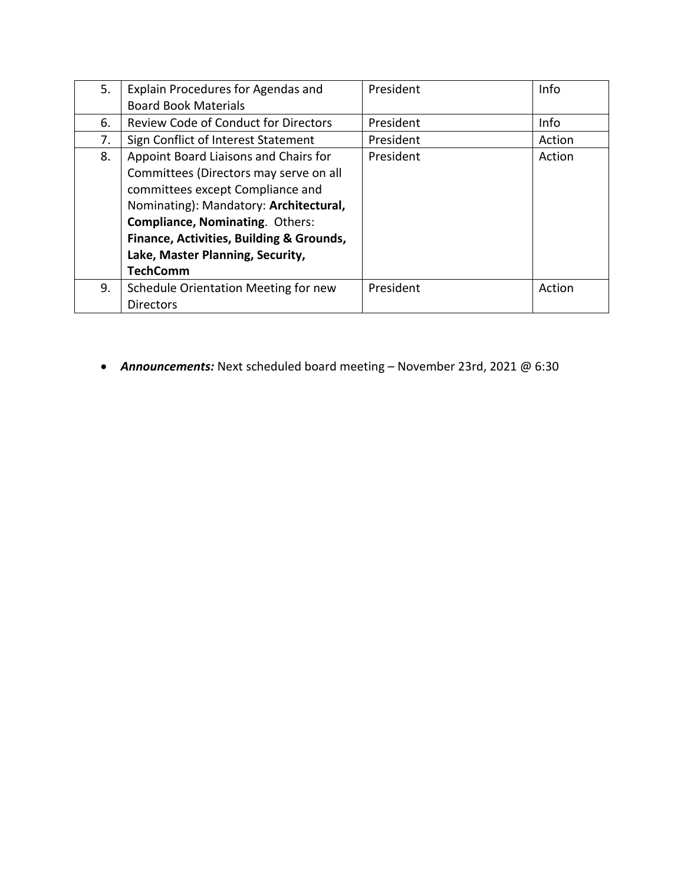| | | | |
|---|---|---|---|
| 5. | Explain Procedures for Agendas and Board Book Materials | President | Info |
| 6. | Review Code of Conduct for Directors | President | Info |
| 7. | Sign Conflict of Interest Statement | President | Action |
| 8. | Appoint Board Liaisons and Chairs for Committees (Directors may serve on all committees except Compliance and Nominating): Mandatory: **Architectural, Compliance, Nominating**. Others: **Finance, Activities, Building & Grounds, Lake, Master Planning, Security, TechComm** | President | Action |
| 9. | Schedule Orientation Meeting for new Directors | President | Action |

- ***Announcements:*** Next scheduled board meeting – November 23rd, 2021 @ 6:30